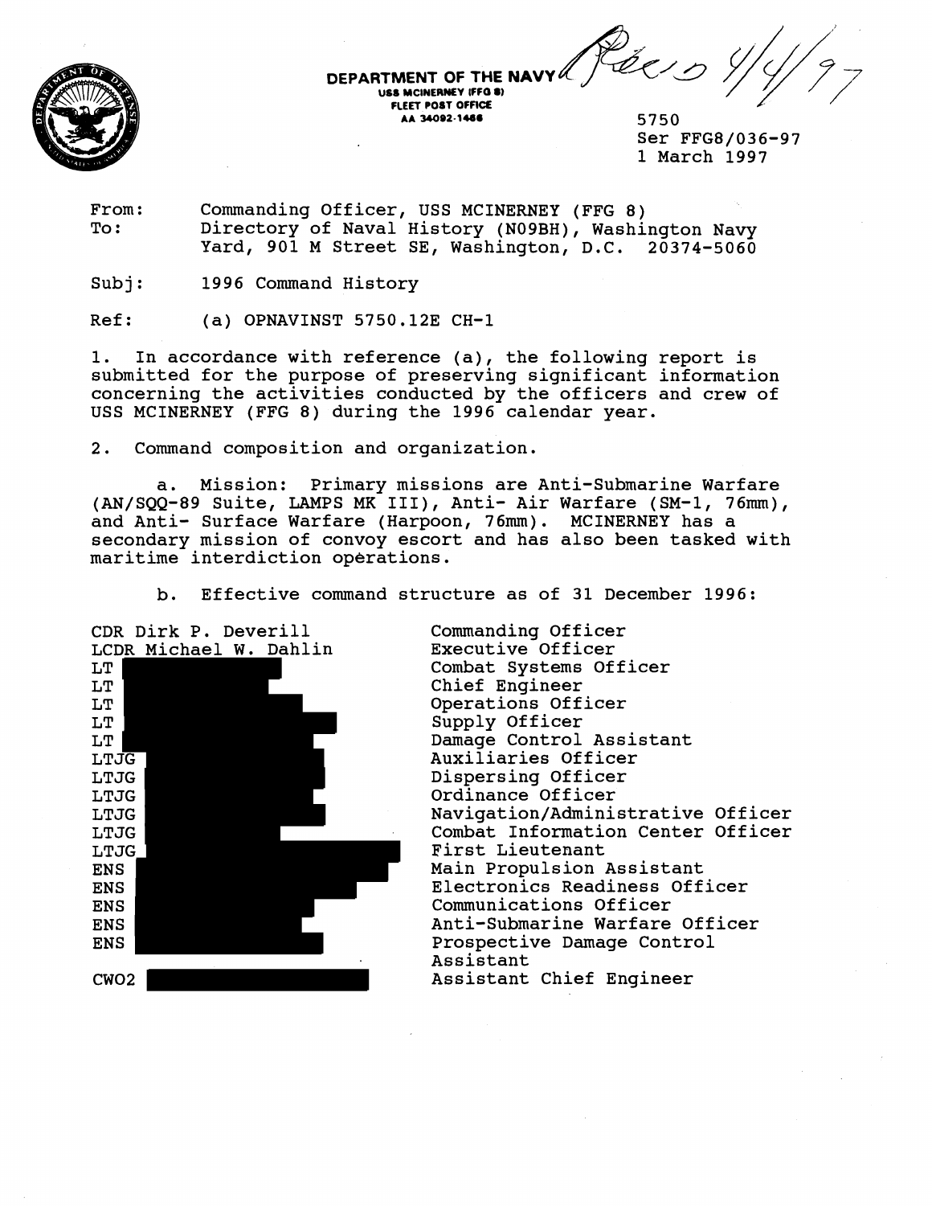**DEPARTMENT OF THE NAVY**
USS MCINERNEY (FFG 8)
FLEET POST OFFICE
AA 34092-1466

Recvd 4/4/97

5750
Ser FFG8/036-97
1 March 1997

From: Commanding Officer, USS MCINERNEY (FFG 8)
To: Directory of Naval History (N09BH), Washington Navy Yard, 901 M Street SE, Washington, D.C. 20374-5060

Subj: 1996 Command History

Ref: (a) OPNAVINST 5750.12E CH-1

1. In accordance with reference (a), the following report is submitted for the purpose of preserving significant information concerning the activities conducted by the officers and crew of USS MCINERNEY (FFG 8) during the 1996 calendar year.

2. Command composition and organization.

a. Mission: Primary missions are Anti-Submarine Warfare (AN/SQQ-89 Suite, LAMPS MK III), Anti- Air Warfare (SM-1, 76mm), and Anti- Surface Warfare (Harpoon, 76mm). MCINERNEY has a secondary mission of convoy escort and has also been tasked with maritime interdiction operations.

b. Effective command structure as of 31 December 1996:

| | |
|---|---|
| CDR Dirk P. Deverill | Commanding Officer |
| LCDR Michael W. Dahlin | Executive Officer |
| LT [redacted] | Combat Systems Officer |
| LT [redacted] | Chief Engineer |
| LT [redacted] | Operations Officer |
| LT [redacted] | Supply Officer |
| LT [redacted] | Damage Control Assistant |
| LTJG [redacted] | Auxiliaries Officer |
| LTJG [redacted] | Dispersing Officer |
| LTJG [redacted] | Ordinance Officer |
| LTJG [redacted] | Navigation/Administrative Officer |
| LTJG [redacted] | Combat Information Center Officer |
| LTJG [redacted] | First Lieutenant |
| ENS [redacted] | Main Propulsion Assistant |
| ENS [redacted] | Electronics Readiness Officer |
| ENS [redacted] | Communications Officer |
| ENS [redacted] | Anti-Submarine Warfare Officer |
| ENS [redacted] | Prospective Damage Control Assistant |
| CWO2 [redacted] | Assistant Chief Engineer |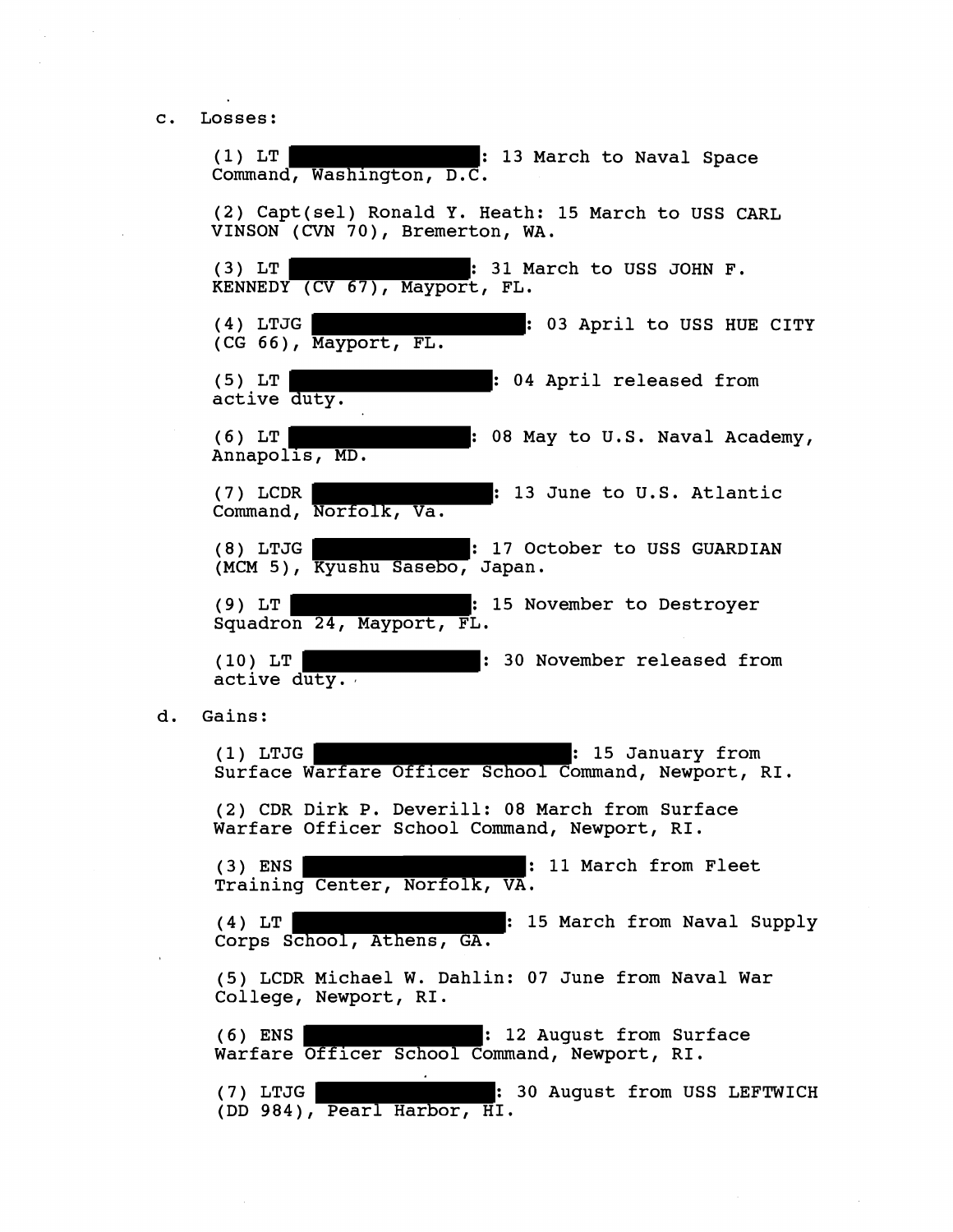c. Losses:

(1) LT ████████: 13 March to Naval Space Command, Washington, D.C.

(2) Capt(sel) Ronald Y. Heath: 15 March to USS CARL VINSON (CVN 70), Bremerton, WA.

(3) LT ████████: 31 March to USS JOHN F. KENNEDY (CV 67), Mayport, FL.

(4) LTJG ████████: 03 April to USS HUE CITY (CG 66), Mayport, FL.

(5) LT ████████: 04 April released from active duty.

(6) LT ████████: 08 May to U.S. Naval Academy, Annapolis, MD.

(7) LCDR ████████: 13 June to U.S. Atlantic Command, Norfolk, Va.

(8) LTJG ████████: 17 October to USS GUARDIAN (MCM 5), Kyushu Sasebo, Japan.

(9) LT ████████: 15 November to Destroyer Squadron 24, Mayport, FL.

(10) LT ████████: 30 November released from active duty.

d. Gains:

(1) LTJG ████████: 15 January from Surface Warfare Officer School Command, Newport, RI.

(2) CDR Dirk P. Deverill: 08 March from Surface Warfare Officer School Command, Newport, RI.

(3) ENS ████████: 11 March from Fleet Training Center, Norfolk, VA.

(4) LT ████████: 15 March from Naval Supply Corps School, Athens, GA.

(5) LCDR Michael W. Dahlin: 07 June from Naval War College, Newport, RI.

(6) ENS ████████: 12 August from Surface Warfare Officer School Command, Newport, RI.

(7) LTJG ████████: 30 August from USS LEFTWICH (DD 984), Pearl Harbor, HI.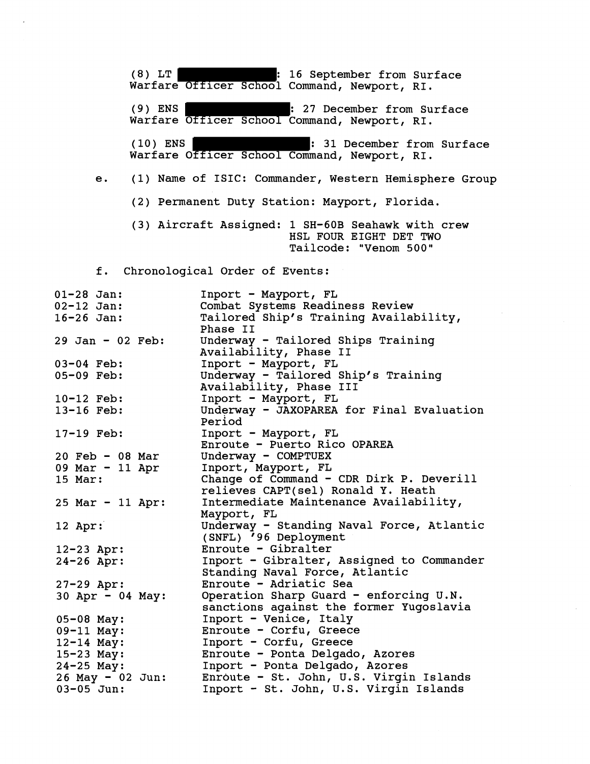(8) LT ████████: 16 September from Surface Warfare Officer School Command, Newport, RI.

(9) ENS ████████: 27 December from Surface Warfare Officer School Command, Newport, RI.

(10) ENS ████████: 31 December from Surface Warfare Officer School Command, Newport, RI.

e. (1) Name of ISIC: Commander, Western Hemisphere Group

(2) Permanent Duty Station: Mayport, Florida.

(3) Aircraft Assigned: 1 SH-60B Seahawk with crew
HSL FOUR EIGHT DET TWO
Tailcode: "Venom 500"

f. Chronological Order of Events:

| | |
|---|---|
| 01-28 Jan: | Inport - Mayport, FL |
| 02-12 Jan: | Combat Systems Readiness Review |
| 16-26 Jan: | Tailored Ship's Training Availability, Phase II |
| 29 Jan - 02 Feb: | Underway - Tailored Ships Training Availability, Phase II |
| 03-04 Feb: | Inport - Mayport, FL |
| 05-09 Feb: | Underway - Tailored Ship's Training Availability, Phase III |
| 10-12 Feb: | Inport - Mayport, FL |
| 13-16 Feb: | Underway - JAXOPAREA for Final Evaluation Period |
| 17-19 Feb: | Inport - Mayport, FL<br>Enroute - Puerto Rico OPAREA |
| 20 Feb - 08 Mar | Underway - COMPTUEX |
| 09 Mar - 11 Apr | Inport, Mayport, FL |
| 15 Mar: | Change of Command - CDR Dirk P. Deverill relieves CAPT(sel) Ronald Y. Heath |
| 25 Mar - 11 Apr: | Intermediate Maintenance Availability, Mayport, FL |
| 12 Apr: | Underway - Standing Naval Force, Atlantic (SNFL) '96 Deployment |
| 12-23 Apr: | Enroute - Gibralter |
| 24-26 Apr: | Inport - Gibralter, Assigned to Commander Standing Naval Force, Atlantic |
| 27-29 Apr: | Enroute - Adriatic Sea |
| 30 Apr - 04 May: | Operation Sharp Guard - enforcing U.N. sanctions against the former Yugoslavia |
| 05-08 May: | Inport - Venice, Italy |
| 09-11 May: | Enroute - Corfu, Greece |
| 12-14 May: | Inport - Corfu, Greece |
| 15-23 May: | Enroute - Ponta Delgado, Azores |
| 24-25 May: | Inport - Ponta Delgado, Azores |
| 26 May - 02 Jun: | Enroute - St. John, U.S. Virgin Islands |
| 03-05 Jun: | Inport - St. John, U.S. Virgin Islands |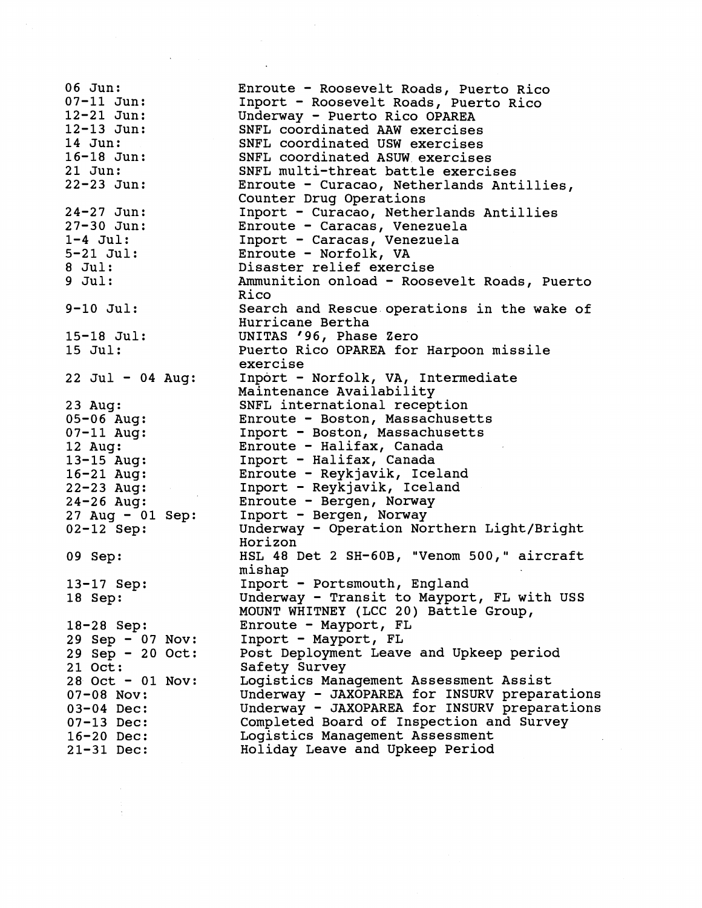| | |
|---|---|
| 06 Jun: | Enroute - Roosevelt Roads, Puerto Rico |
| 07-11 Jun: | Inport - Roosevelt Roads, Puerto Rico |
| 12-21 Jun: | Underway - Puerto Rico OPAREA |
| 12-13 Jun: | SNFL coordinated AAW exercises |
| 14 Jun: | SNFL coordinated USW exercises |
| 16-18 Jun: | SNFL coordinated ASUW exercises |
| 21 Jun: | SNFL multi-threat battle exercises |
| 22-23 Jun: | Enroute - Curacao, Netherlands Antillies, Counter Drug Operations |
| 24-27 Jun: | Inport - Curacao, Netherlands Antillies |
| 27-30 Jun: | Enroute - Caracas, Venezuela |
| 1-4 Jul: | Inport - Caracas, Venezuela |
| 5-21 Jul: | Enroute - Norfolk, VA |
| 8 Jul: | Disaster relief exercise |
| 9 Jul: | Ammunition onload - Roosevelt Roads, Puerto Rico |
| 9-10 Jul: | Search and Rescue operations in the wake of Hurricane Bertha |
| 15-18 Jul: | UNITAS '96, Phase Zero |
| 15 Jul: | Puerto Rico OPAREA for Harpoon missile exercise |
| 22 Jul - 04 Aug: | Inport - Norfolk, VA, Intermediate Maintenance Availability |
| 23 Aug: | SNFL international reception |
| 05-06 Aug: | Enroute - Boston, Massachusetts |
| 07-11 Aug: | Inport - Boston, Massachusetts |
| 12 Aug: | Enroute - Halifax, Canada |
| 13-15 Aug: | Inport - Halifax, Canada |
| 16-21 Aug: | Enroute - Reykjavik, Iceland |
| 22-23 Aug: | Inport - Reykjavik, Iceland |
| 24-26 Aug: | Enroute - Bergen, Norway |
| 27 Aug - 01 Sep: | Inport - Bergen, Norway |
| 02-12 Sep: | Underway - Operation Northern Light/Bright Horizon |
| 09 Sep: | HSL 48 Det 2 SH-60B, "Venom 500," aircraft mishap |
| 13-17 Sep: | Inport - Portsmouth, England |
| 18 Sep: | Underway - Transit to Mayport, FL with USS MOUNT WHITNEY (LCC 20) Battle Group, |
| 18-28 Sep: | Enroute - Mayport, FL |
| 29 Sep - 07 Nov: | Inport - Mayport, FL |
| 29 Sep - 20 Oct: | Post Deployment Leave and Upkeep period |
| 21 Oct: | Safety Survey |
| 28 Oct - 01 Nov: | Logistics Management Assessment Assist |
| 07-08 Nov: | Underway - JAXOPAREA for INSURV preparations |
| 03-04 Dec: | Underway - JAXOPAREA for INSURV preparations |
| 07-13 Dec: | Completed Board of Inspection and Survey |
| 16-20 Dec: | Logistics Management Assessment |
| 21-31 Dec: | Holiday Leave and Upkeep Period |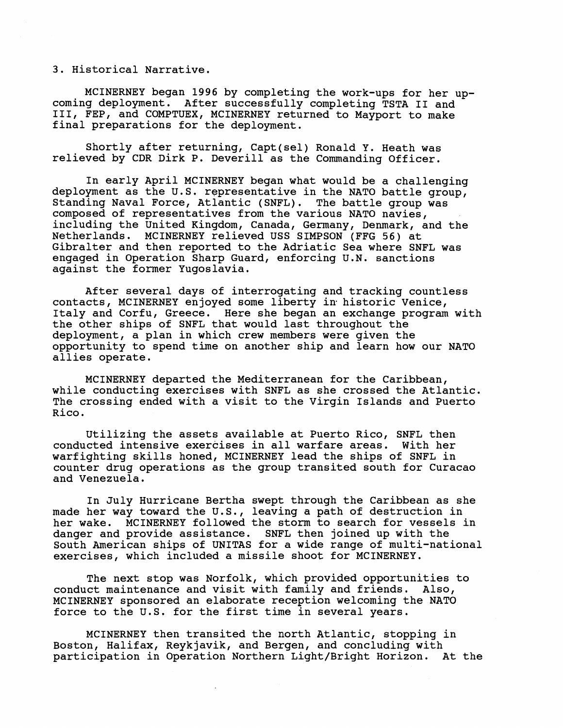3. Historical Narrative.

MCINERNEY began 1996 by completing the work-ups for her upcoming deployment. After successfully completing TSTA II and III, FEP, and COMPTUEX, MCINERNEY returned to Mayport to make final preparations for the deployment.

Shortly after returning, Capt(sel) Ronald Y. Heath was relieved by CDR Dirk P. Deverill as the Commanding Officer.

In early April MCINERNEY began what would be a challenging deployment as the U.S. representative in the NATO battle group, Standing Naval Force, Atlantic (SNFL). The battle group was composed of representatives from the various NATO navies, including the United Kingdom, Canada, Germany, Denmark, and the Netherlands. MCINERNEY relieved USS SIMPSON (FFG 56) at Gibralter and then reported to the Adriatic Sea where SNFL was engaged in Operation Sharp Guard, enforcing U.N. sanctions against the former Yugoslavia.

After several days of interrogating and tracking countless contacts, MCINERNEY enjoyed some liberty in historic Venice, Italy and Corfu, Greece. Here she began an exchange program with the other ships of SNFL that would last throughout the deployment, a plan in which crew members were given the opportunity to spend time on another ship and learn how our NATO allies operate.

MCINERNEY departed the Mediterranean for the Caribbean, while conducting exercises with SNFL as she crossed the Atlantic. The crossing ended with a visit to the Virgin Islands and Puerto Rico.

Utilizing the assets available at Puerto Rico, SNFL then conducted intensive exercises in all warfare areas. With her warfighting skills honed, MCINERNEY lead the ships of SNFL in counter drug operations as the group transited south for Curacao and Venezuela.

In July Hurricane Bertha swept through the Caribbean as she made her way toward the U.S., leaving a path of destruction in her wake. MCINERNEY followed the storm to search for vessels in danger and provide assistance. SNFL then joined up with the South American ships of UNITAS for a wide range of multi-national exercises, which included a missile shoot for MCINERNEY.

The next stop was Norfolk, which provided opportunities to conduct maintenance and visit with family and friends. Also, MCINERNEY sponsored an elaborate reception welcoming the NATO force to the U.S. for the first time in several years.

MCINERNEY then transited the north Atlantic, stopping in Boston, Halifax, Reykjavik, and Bergen, and concluding with participation in Operation Northern Light/Bright Horizon. At the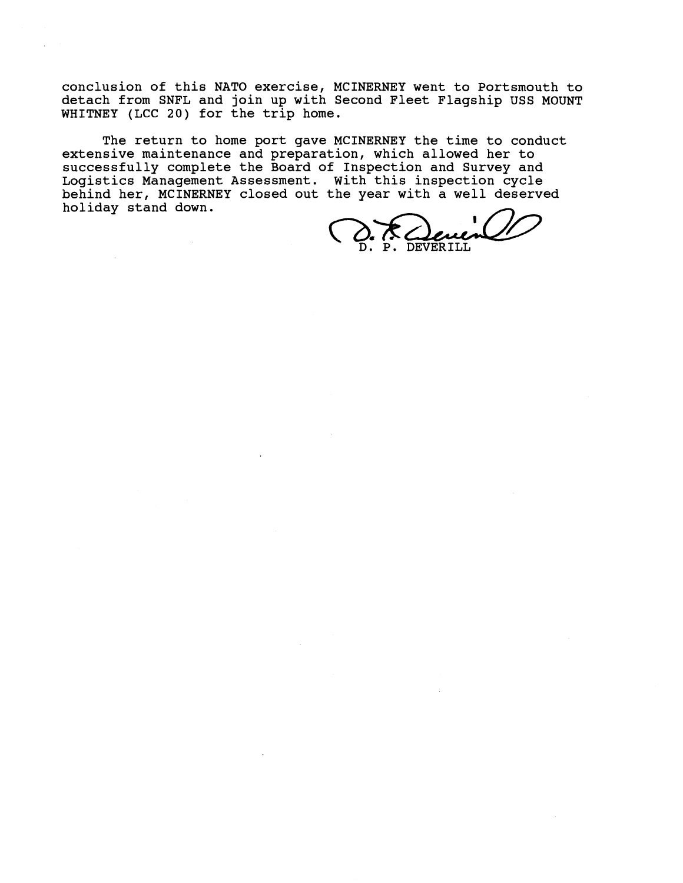conclusion of this NATO exercise, MCINERNEY went to Portsmouth to detach from SNFL and join up with Second Fleet Flagship USS MOUNT WHITNEY (LCC 20) for the trip home.

The return to home port gave MCINERNEY the time to conduct extensive maintenance and preparation, which allowed her to successfully complete the Board of Inspection and Survey and Logistics Management Assessment. With this inspection cycle behind her, MCINERNEY closed out the year with a well deserved holiday stand down.

D. P. DEVERILL